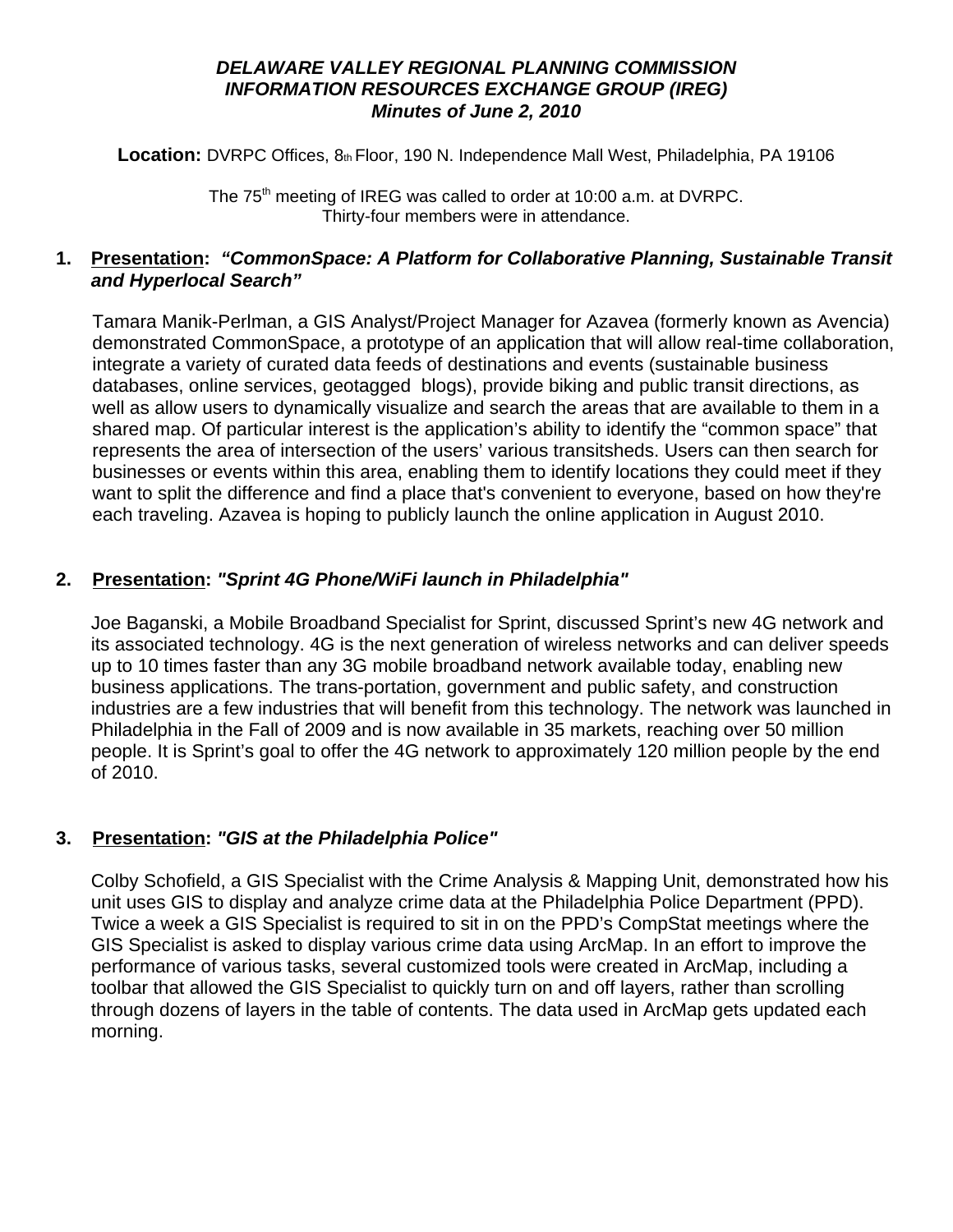# *DELAWARE VALLEY REGIONAL PLANNING COMMISSION*
# *INFORMATION RESOURCES EXCHANGE GROUP (IREG)*
## *Minutes of June 2, 2010*

**Location:** DVRPC Offices, 8th Floor, 190 N. Independence Mall West, Philadelphia, PA 19106

The 75th meeting of IREG was called to order at 10:00 a.m. at DVRPC.
Thirty-four members were in attendance.

### 1. <u>Presentation</u>: *"CommonSpace: A Platform for Collaborative Planning, Sustainable Transit and Hyperlocal Search"*

Tamara Manik-Perlman, a GIS Analyst/Project Manager for Azavea (formerly known as Avencia) demonstrated CommonSpace, a prototype of an application that will allow real-time collaboration, integrate a variety of curated data feeds of destinations and events (sustainable business databases, online services, geotagged blogs), provide biking and public transit directions, as well as allow users to dynamically visualize and search the areas that are available to them in a shared map. Of particular interest is the application's ability to identify the "common space" that represents the area of intersection of the users' various transitsheds. Users can then search for businesses or events within this area, enabling them to identify locations they could meet if they want to split the difference and find a place that's convenient to everyone, based on how they're each traveling. Azavea is hoping to publicly launch the online application in August 2010.

### 2. <u>Presentation</u>: *"Sprint 4G Phone/WiFi launch in Philadelphia"*

Joe Baganski, a Mobile Broadband Specialist for Sprint, discussed Sprint's new 4G network and its associated technology. 4G is the next generation of wireless networks and can deliver speeds up to 10 times faster than any 3G mobile broadband network available today, enabling new business applications. The trans-portation, government and public safety, and construction industries are a few industries that will benefit from this technology. The network was launched in Philadelphia in the Fall of 2009 and is now available in 35 markets, reaching over 50 million people. It is Sprint's goal to offer the 4G network to approximately 120 million people by the end of 2010.

### 3. <u>Presentation</u>: *"GIS at the Philadelphia Police"*

Colby Schofield, a GIS Specialist with the Crime Analysis & Mapping Unit, demonstrated how his unit uses GIS to display and analyze crime data at the Philadelphia Police Department (PPD). Twice a week a GIS Specialist is required to sit in on the PPD's CompStat meetings where the GIS Specialist is asked to display various crime data using ArcMap. In an effort to improve the performance of various tasks, several customized tools were created in ArcMap, including a toolbar that allowed the GIS Specialist to quickly turn on and off layers, rather than scrolling through dozens of layers in the table of contents. The data used in ArcMap gets updated each morning.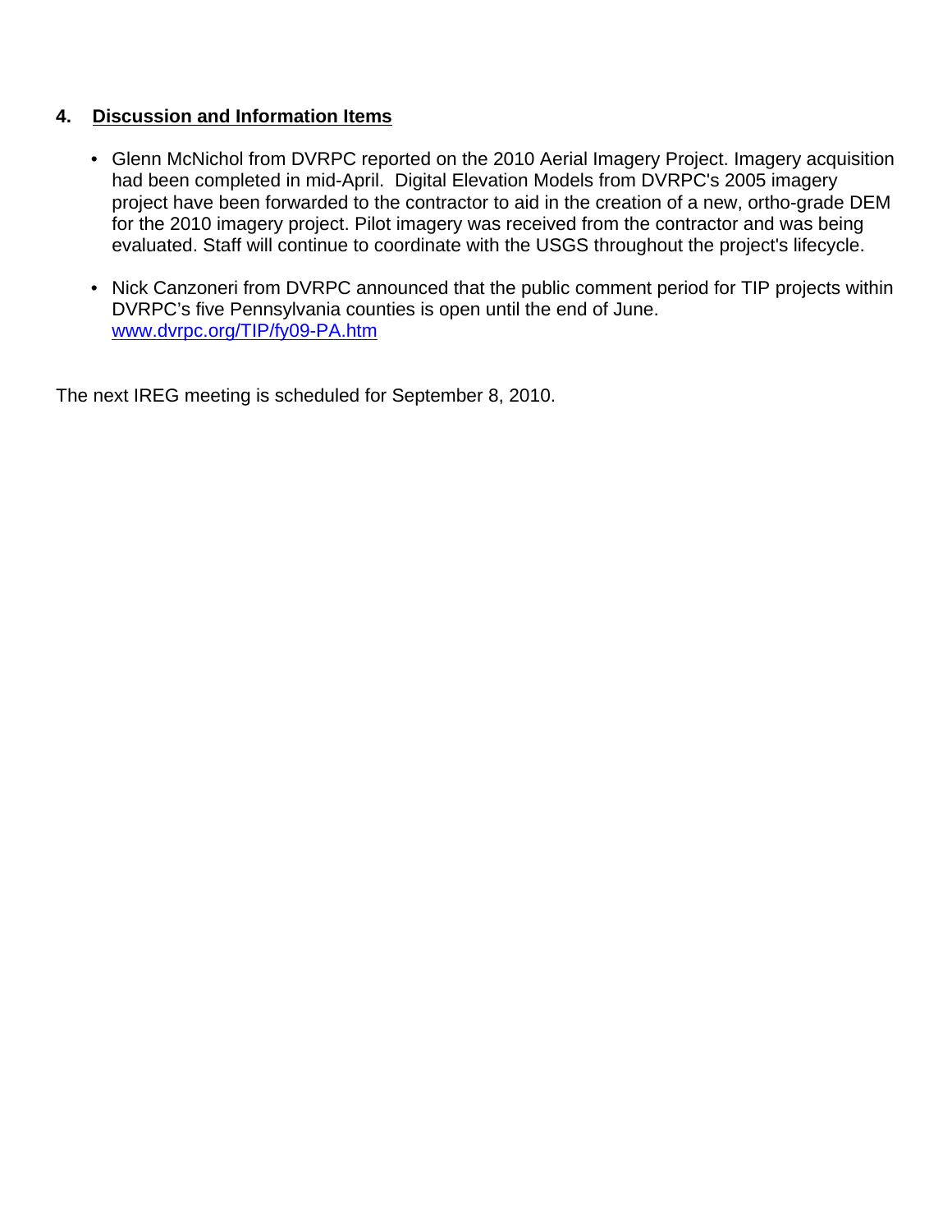## 4. Discussion and Information Items

- Glenn McNichol from DVRPC reported on the 2010 Aerial Imagery Project. Imagery acquisition had been completed in mid-April. Digital Elevation Models from DVRPC's 2005 imagery project have been forwarded to the contractor to aid in the creation of a new, ortho-grade DEM for the 2010 imagery project. Pilot imagery was received from the contractor and was being evaluated. Staff will continue to coordinate with the USGS throughout the project's lifecycle.

- Nick Canzoneri from DVRPC announced that the public comment period for TIP projects within DVRPC's five Pennsylvania counties is open until the end of June. [www.dvrpc.org/TIP/fy09-PA.htm](www.dvrpc.org/TIP/fy09-PA.htm)

The next IREG meeting is scheduled for September 8, 2010.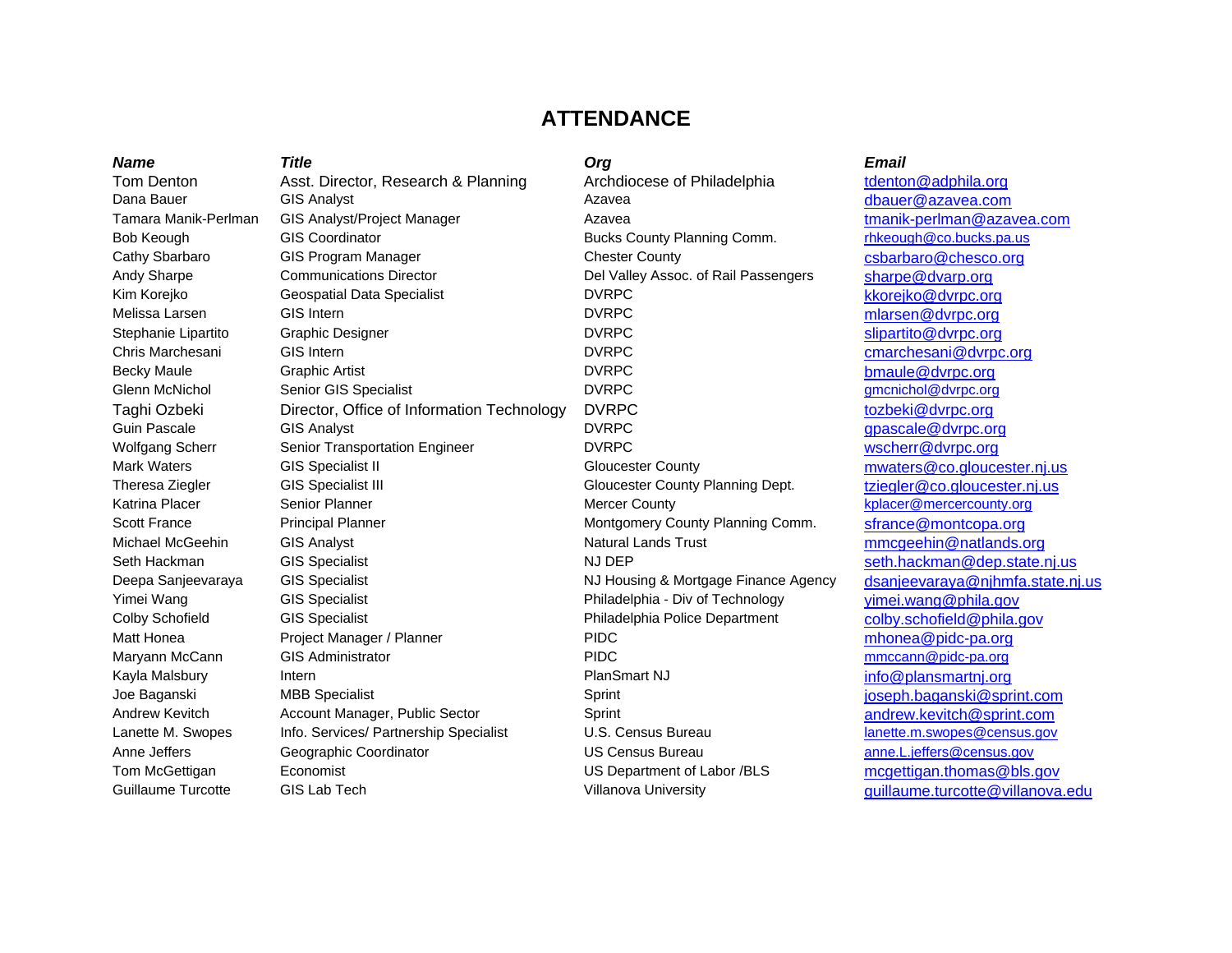# ATTENDANCE

| *Name* | *Title* | *Org* | *Email* |
|---|---|---|---|
| Tom Denton | Asst. Director, Research & Planning | Archdiocese of Philadelphia | tdenton@adphila.org |
| Dana Bauer | GIS Analyst | Azavea | dbauer@azavea.com |
| Tamara Manik-Perlman | GIS Analyst/Project Manager | Azavea | tmanik-perlman@azavea.com |
| Bob Keough | GIS Coordinator | Bucks County Planning Comm. | rhkeough@co.bucks.pa.us |
| Cathy Sbarbaro | GIS Program Manager | Chester County | csbarbaro@chesco.org |
| Andy Sharpe | Communications Director | Del Valley Assoc. of Rail Passengers | sharpe@dvarp.org |
| Kim Korejko | Geospatial Data Specialist | DVRPC | kkorejko@dvrpc.org |
| Melissa Larsen | GIS Intern | DVRPC | mlarsen@dvrpc.org |
| Stephanie Lipartito | Graphic Designer | DVRPC | slipartito@dvrpc.org |
| Chris Marchesani | GIS Intern | DVRPC | cmarchesani@dvrpc.org |
| Becky Maule | Graphic Artist | DVRPC | bmaule@dvrpc.org |
| Glenn McNichol | Senior GIS Specialist | DVRPC | gmcnichol@dvrpc.org |
| Taghi Ozbeki | Director, Office of Information Technology | DVRPC | tozbeki@dvrpc.org |
| Guin Pascale | GIS Analyst | DVRPC | gpascale@dvrpc.org |
| Wolfgang Scherr | Senior Transportation Engineer | DVRPC | wscherr@dvrpc.org |
| Mark Waters | GIS Specialist II | Gloucester County | mwaters@co.gloucester.nj.us |
| Theresa Ziegler | GIS Specialist III | Gloucester County Planning Dept. | tziegler@co.gloucester.nj.us |
| Katrina Placer | Senior Planner | Mercer County | kplacer@mercercounty.org |
| Scott France | Principal Planner | Montgomery County Planning Comm. | sfrance@montcopa.org |
| Michael McGeehin | GIS Analyst | Natural Lands Trust | mmcgeehin@natlands.org |
| Seth Hackman | GIS Specialist | NJ DEP | seth.hackman@dep.state.nj.us |
| Deepa Sanjeevaraya | GIS Specialist | NJ Housing & Mortgage Finance Agency | dsanjeevaraya@njhmfa.state.nj.us |
| Yimei Wang | GIS Specialist | Philadelphia - Div of Technology | yimei.wang@phila.gov |
| Colby Schofield | GIS Specialist | Philadelphia Police Department | colby.schofield@phila.gov |
| Matt Honea | Project Manager / Planner | PIDC | mhonea@pidc-pa.org |
| Maryann McCann | GIS Administrator | PIDC | mmccann@pidc-pa.org |
| Kayla Malsbury | Intern | PlanSmart NJ | info@plansmartnj.org |
| Joe Baganski | MBB Specialist | Sprint | joseph.baganski@sprint.com |
| Andrew Kevitch | Account Manager, Public Sector | Sprint | andrew.kevitch@sprint.com |
| Lanette M. Swopes | Info. Services/ Partnership Specialist | U.S. Census Bureau | lanette.m.swopes@census.gov |
| Anne Jeffers | Geographic Coordinator | US Census Bureau | anne.L.jeffers@census.gov |
| Tom McGettigan | Economist | US Department of Labor /BLS | mcgettigan.thomas@bls.gov |
| Guillaume Turcotte | GIS Lab Tech | Villanova University | guillaume.turcotte@villanova.edu |